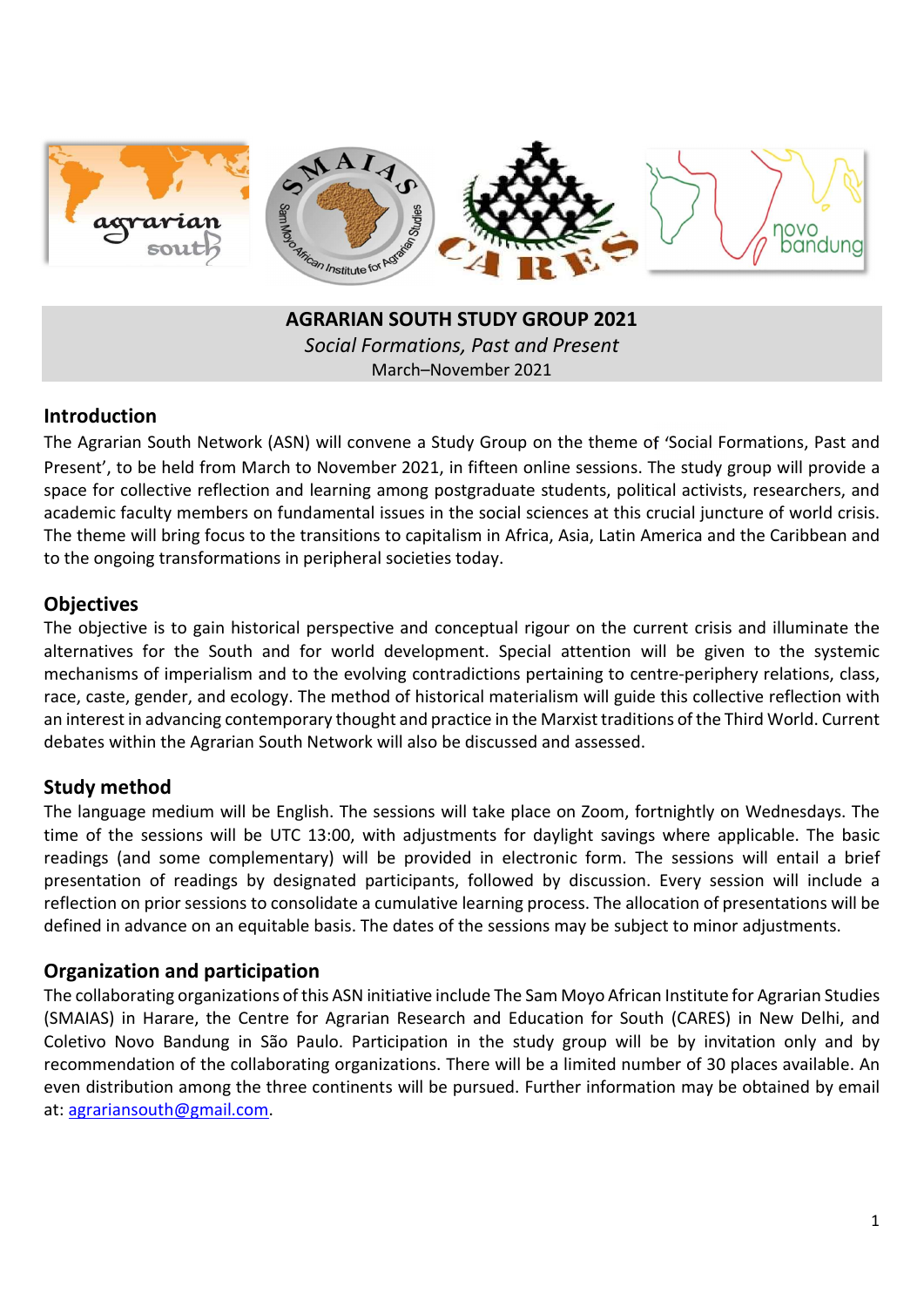**AGRARIAN SOUTH STUDY GROUP 2021**

*Social Formations, Past and Present*

March–November 2021

## Introduction

The Agrarian South Network (ASN) will convene a Study Group on the theme of 'Social Formations, Past and Present', to be held from March to November 2021, in fifteen online sessions. The study group will provide a space for collective reflection and learning among postgraduate students, political activists, researchers, and academic faculty members on fundamental issues in the social sciences at this crucial juncture of world crisis. The theme will bring focus to the transitions to capitalism in Africa, Asia, Latin America and the Caribbean and to the ongoing transformations in peripheral societies today.

## Objectives

The objective is to gain historical perspective and conceptual rigour on the current crisis and illuminate the alternatives for the South and for world development. Special attention will be given to the systemic mechanisms of imperialism and to the evolving contradictions pertaining to centre-periphery relations, class, race, caste, gender, and ecology. The method of historical materialism will guide this collective reflection with an interest in advancing contemporary thought and practice in the Marxist traditions of the Third World. Current debates within the Agrarian South Network will also be discussed and assessed.

## Study method

The language medium will be English. The sessions will take place on Zoom, fortnightly on Wednesdays. The time of the sessions will be UTC 13:00, with adjustments for daylight savings where applicable. The basic readings (and some complementary) will be provided in electronic form. The sessions will entail a brief presentation of readings by designated participants, followed by discussion. Every session will include a reflection on prior sessions to consolidate a cumulative learning process. The allocation of presentations will be defined in advance on an equitable basis. The dates of the sessions may be subject to minor adjustments.

## Organization and participation

The collaborating organizations of this ASN initiative include The Sam Moyo African Institute for Agrarian Studies (SMAIAS) in Harare, the Centre for Agrarian Research and Education for South (CARES) in New Delhi, and Coletivo Novo Bandung in São Paulo. Participation in the study group will be by invitation only and by recommendation of the collaborating organizations. There will be a limited number of 30 places available. An even distribution among the three continents will be pursued. Further information may be obtained by email at: agrariansouth@gmail.com.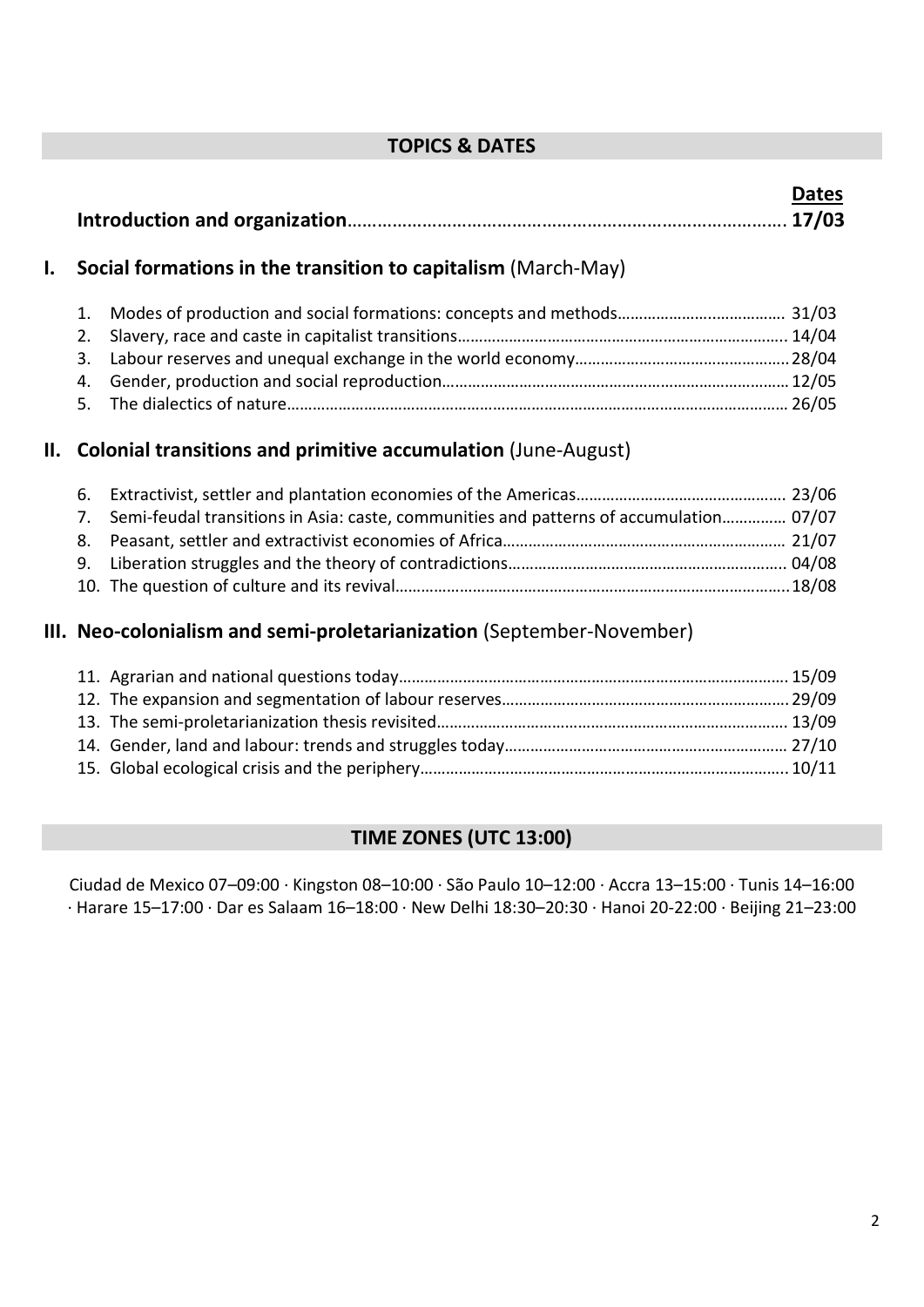## TOPICS & DATES

| | Dates |
|---|---|
| **Introduction and organization** | **17/03** |

### I. Social formations in the transition to capitalism (March-May)

| | Topic | Date |
|---|---|---|
| 1. | Modes of production and social formations: concepts and methods | 31/03 |
| 2. | Slavery, race and caste in capitalist transitions | 14/04 |
| 3. | Labour reserves and unequal exchange in the world economy | 28/04 |
| 4. | Gender, production and social reproduction | 12/05 |
| 5. | The dialectics of nature | 26/05 |

### II. Colonial transitions and primitive accumulation (June-August)

| | Topic | Date |
|---|---|---|
| 6. | Extractivist, settler and plantation economies of the Americas | 23/06 |
| 7. | Semi-feudal transitions in Asia: caste, communities and patterns of accumulation | 07/07 |
| 8. | Peasant, settler and extractivist economies of Africa | 21/07 |
| 9. | Liberation struggles and the theory of contradictions | 04/08 |
| 10. | The question of culture and its revival | 18/08 |

### III. Neo-colonialism and semi-proletarianization (September-November)

| | Topic | Date |
|---|---|---|
| 11. | Agrarian and national questions today | 15/09 |
| 12. | The expansion and segmentation of labour reserves | 29/09 |
| 13. | The semi-proletarianization thesis revisited | 13/09 |
| 14. | Gender, land and labour: trends and struggles today | 27/10 |
| 15. | Global ecological crisis and the periphery | 10/11 |

## TIME ZONES (UTC 13:00)

Ciudad de Mexico 07–09:00 · Kingston 08–10:00 · São Paulo 10–12:00 · Accra 13–15:00 · Tunis 14–16:00 · Harare 15–17:00 · Dar es Salaam 16–18:00 · New Delhi 18:30–20:30 · Hanoi 20-22:00 · Beijing 21–23:00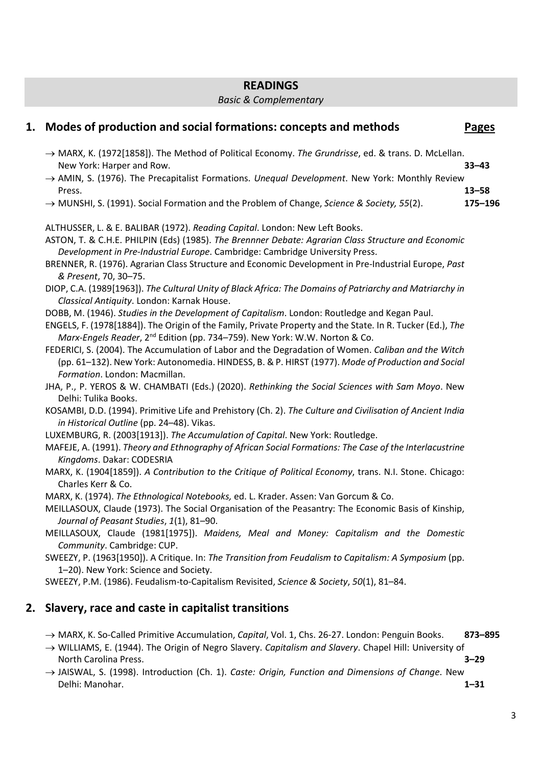## READINGS

*Basic & Complementary*

## 1. Modes of production and social formations: concepts and methods

**Pages**

- → MARX, K. (1972[1858]). The Method of Political Economy. *The Grundrisse*, ed. & trans. D. McLellan. New York: Harper and Row. **33–43**
- → AMIN, S. (1976). The Precapitalist Formations. *Unequal Development*. New York: Monthly Review Press. **13–58**
- → MUNSHI, S. (1991). Social Formation and the Problem of Change, *Science & Society, 55*(2). **175–196**

ALTHUSSER, L. & E. BALIBAR (1972). *Reading Capital*. London: New Left Books.

ASTON, T. & C.H.E. PHILPIN (Eds) (1985). *The Brennner Debate: Agrarian Class Structure and Economic Development in Pre-Industrial Europe*. Cambridge: Cambridge University Press.

BRENNER, R. (1976). Agrarian Class Structure and Economic Development in Pre-Industrial Europe, *Past & Present*, 70, 30–75.

DIOP, C.A. (1989[1963]). *The Cultural Unity of Black Africa: The Domains of Patriarchy and Matriarchy in Classical Antiquity*. London: Karnak House.

DOBB, M. (1946). *Studies in the Development of Capitalism*. London: Routledge and Kegan Paul.

ENGELS, F. (1978[1884]). The Origin of the Family, Private Property and the State. In R. Tucker (Ed.), *The Marx-Engels Reader*, 2nd Edition (pp. 734–759). New York: W.W. Norton & Co.

FEDERICI, S. (2004). The Accumulation of Labor and the Degradation of Women. *Caliban and the Witch* (pp. 61–132). New York: Autonomedia. HINDESS, B. & P. HIRST (1977). *Mode of Production and Social Formation*. London: Macmillan.

JHA, P., P. YEROS & W. CHAMBATI (Eds.) (2020). *Rethinking the Social Sciences with Sam Moyo*. New Delhi: Tulika Books.

KOSAMBI, D.D. (1994). Primitive Life and Prehistory (Ch. 2). *The Culture and Civilisation of Ancient India in Historical Outline* (pp. 24–48). Vikas.

LUXEMBURG, R. (2003[1913]). *The Accumulation of Capital*. New York: Routledge.

MAFEJE, A. (1991). *Theory and Ethnography of African Social Formations: The Case of the Interlacustrine Kingdoms*. Dakar: CODESRIA

MARX, K. (1904[1859]). *A Contribution to the Critique of Political Economy*, trans. N.I. Stone. Chicago: Charles Kerr & Co.

MARX, K. (1974). *The Ethnological Notebooks,* ed. L. Krader. Assen: Van Gorcum & Co.

MEILLASOUX, Claude (1973). The Social Organisation of the Peasantry: The Economic Basis of Kinship, *Journal of Peasant Studies*, *1*(1), 81–90.

MEILLASOUX, Claude (1981[1975]). *Maidens, Meal and Money: Capitalism and the Domestic Community*. Cambridge: CUP.

SWEEZY, P. (1963[1950]). A Critique. In: *The Transition from Feudalism to Capitalism: A Symposium* (pp. 1–20). New York: Science and Society.

SWEEZY, P.M. (1986). Feudalism-to-Capitalism Revisited, *Science & Society*, *50*(1), 81–84.

## 2. Slavery, race and caste in capitalist transitions

- → MARX, K. So-Called Primitive Accumulation, *Capital*, Vol. 1, Chs. 26-27. London: Penguin Books. **873–895**
- → WILLIAMS, E. (1944). The Origin of Negro Slavery. *Capitalism and Slavery*. Chapel Hill: University of North Carolina Press. **3–29**
- → JAISWAL, S. (1998). Introduction (Ch. 1). *Caste: Origin, Function and Dimensions of Change*. New Delhi: Manohar. **1–31**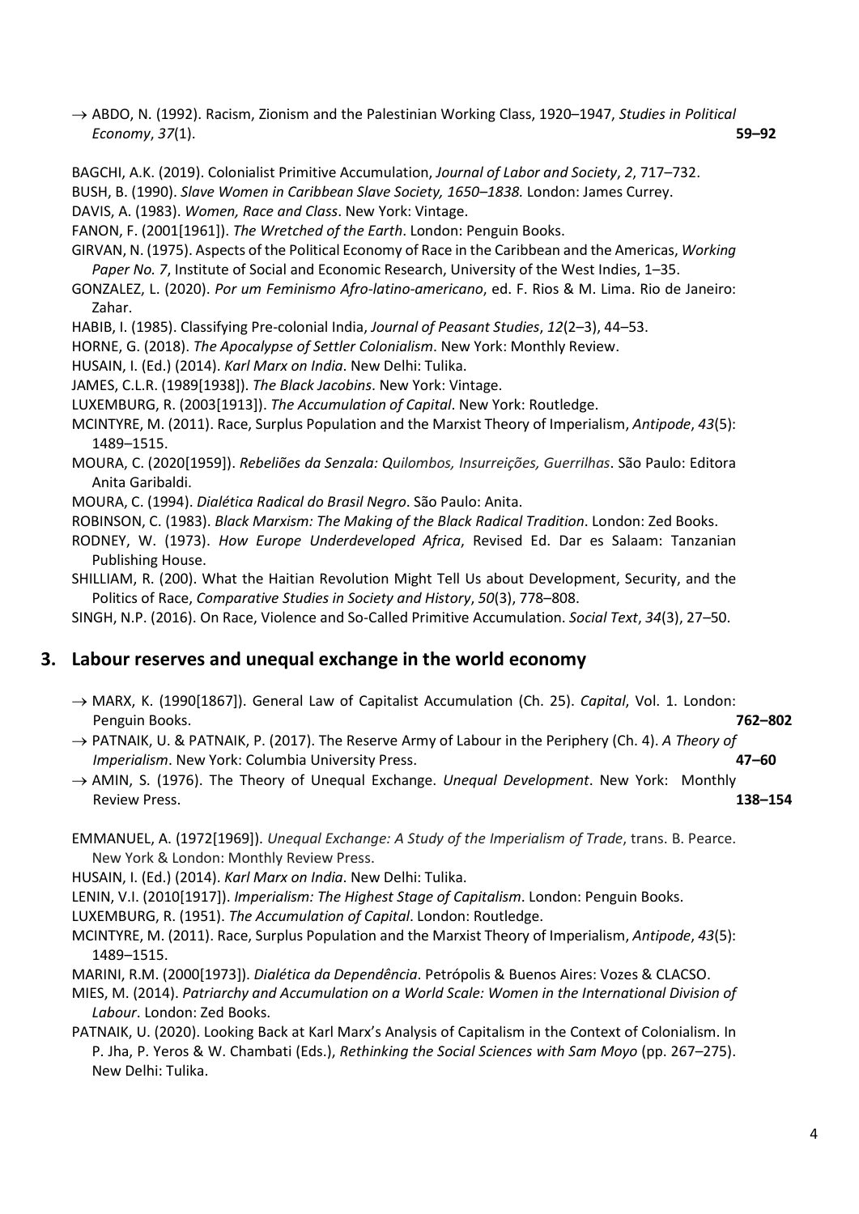→ ABDO, N. (1992). Racism, Zionism and the Palestinian Working Class, 1920–1947, *Studies in Political Economy*, *37*(1). **59–92**

BAGCHI, A.K. (2019). Colonialist Primitive Accumulation, *Journal of Labor and Society*, *2*, 717–732.

BUSH, B. (1990). *Slave Women in Caribbean Slave Society, 1650–1838.* London: James Currey.

DAVIS, A. (1983). *Women, Race and Class*. New York: Vintage.

FANON, F. (2001[1961]). *The Wretched of the Earth*. London: Penguin Books.

GIRVAN, N. (1975). Aspects of the Political Economy of Race in the Caribbean and the Americas, *Working Paper No. 7*, Institute of Social and Economic Research, University of the West Indies, 1–35.

GONZALEZ, L. (2020). *Por um Feminismo Afro-latino-americano*, ed. F. Rios & M. Lima. Rio de Janeiro: Zahar.

HABIB, I. (1985). Classifying Pre-colonial India, *Journal of Peasant Studies*, *12*(2–3), 44–53.

HORNE, G. (2018). *The Apocalypse of Settler Colonialism*. New York: Monthly Review.

HUSAIN, I. (Ed.) (2014). *Karl Marx on India*. New Delhi: Tulika.

JAMES, C.L.R. (1989[1938]). *The Black Jacobins*. New York: Vintage.

LUXEMBURG, R. (2003[1913]). *The Accumulation of Capital*. New York: Routledge.

MCINTYRE, M. (2011). Race, Surplus Population and the Marxist Theory of Imperialism, *Antipode*, *43*(5): 1489–1515.

MOURA, C. (2020[1959]). *Rebeliões da Senzala: Quilombos, Insurreições, Guerrilhas*. São Paulo: Editora Anita Garibaldi.

MOURA, C. (1994). *Dialética Radical do Brasil Negro*. São Paulo: Anita.

ROBINSON, C. (1983). *Black Marxism: The Making of the Black Radical Tradition*. London: Zed Books.

RODNEY, W. (1973). *How Europe Underdeveloped Africa*, Revised Ed. Dar es Salaam: Tanzanian Publishing House.

SHILLIAM, R. (200). What the Haitian Revolution Might Tell Us about Development, Security, and the Politics of Race, *Comparative Studies in Society and History*, *50*(3), 778–808.

SINGH, N.P. (2016). On Race, Violence and So-Called Primitive Accumulation. *Social Text*, *34*(3), 27–50.

## 3. Labour reserves and unequal exchange in the world economy

→ MARX, K. (1990[1867]). General Law of Capitalist Accumulation (Ch. 25). *Capital*, Vol. 1. London: Penguin Books. **762–802**

→ PATNAIK, U. & PATNAIK, P. (2017). The Reserve Army of Labour in the Periphery (Ch. 4). *A Theory of Imperialism*. New York: Columbia University Press. **47–60**

→ AMIN, S. (1976). The Theory of Unequal Exchange. *Unequal Development*. New York: Monthly Review Press. **138–154**

EMMANUEL, A. (1972[1969]). *Unequal Exchange: A Study of the Imperialism of Trade*, trans. B. Pearce. New York & London: Monthly Review Press.

HUSAIN, I. (Ed.) (2014). *Karl Marx on India*. New Delhi: Tulika.

LENIN, V.I. (2010[1917]). *Imperialism: The Highest Stage of Capitalism*. London: Penguin Books.

LUXEMBURG, R. (1951). *The Accumulation of Capital*. London: Routledge.

MCINTYRE, M. (2011). Race, Surplus Population and the Marxist Theory of Imperialism, *Antipode*, *43*(5): 1489–1515.

MARINI, R.M. (2000[1973]). *Dialética da Dependência*. Petrópolis & Buenos Aires: Vozes & CLACSO.

MIES, M. (2014). *Patriarchy and Accumulation on a World Scale: Women in the International Division of Labour*. London: Zed Books.

PATNAIK, U. (2020). Looking Back at Karl Marx's Analysis of Capitalism in the Context of Colonialism. In P. Jha, P. Yeros & W. Chambati (Eds.), *Rethinking the Social Sciences with Sam Moyo* (pp. 267–275). New Delhi: Tulika.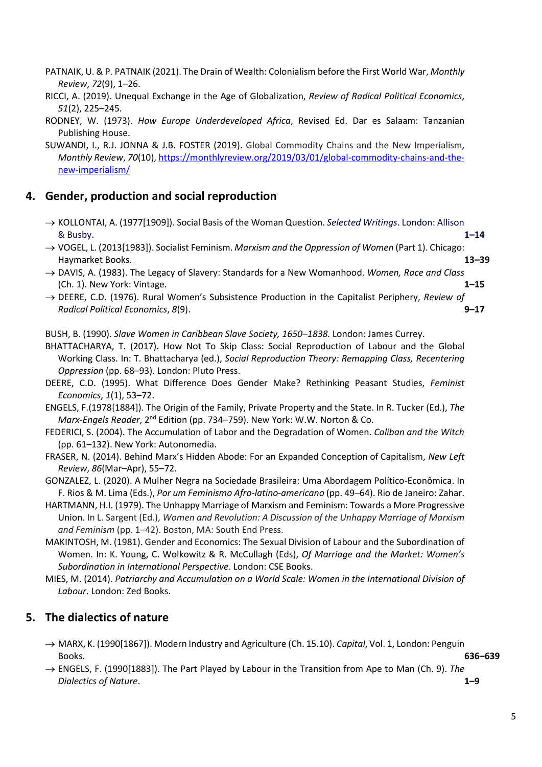PATNAIK, U. & P. PATNAIK (2021). The Drain of Wealth: Colonialism before the First World War, *Monthly Review*, *72*(9), 1–26.

RICCI, A. (2019). Unequal Exchange in the Age of Globalization, *Review of Radical Political Economics*, *51*(2), 225–245.

RODNEY, W. (1973). *How Europe Underdeveloped Africa*, Revised Ed. Dar es Salaam: Tanzanian Publishing House.

SUWANDI, I., R.J. JONNA & J.B. FOSTER (2019). Global Commodity Chains and the New Imperialism, *Monthly Review*, *70*(10), https://monthlyreview.org/2019/03/01/global-commodity-chains-and-the-new-imperialism/

## 4. Gender, production and social reproduction

→ KOLLONTAI, A. (1977[1909]). Social Basis of the Woman Question. *Selected Writings*. London: Allison & Busby. **1–14**

→ VOGEL, L. (2013[1983]). Socialist Feminism. *Marxism and the Oppression of Women* (Part 1). Chicago: Haymarket Books. **13–39**

→ DAVIS, A. (1983). The Legacy of Slavery: Standards for a New Womanhood. *Women, Race and Class* (Ch. 1). New York: Vintage. **1–15**

→ DEERE, C.D. (1976). Rural Women's Subsistence Production in the Capitalist Periphery, *Review of Radical Political Economics*, *8*(9). **9–17**

BUSH, B. (1990). *Slave Women in Caribbean Slave Society, 1650–1838.* London: James Currey.

BHATTACHARYA, T. (2017). How Not To Skip Class: Social Reproduction of Labour and the Global Working Class. In: T. Bhattacharya (ed.), *Social Reproduction Theory: Remapping Class, Recentering Oppression* (pp. 68–93). London: Pluto Press.

DEERE, C.D. (1995). What Difference Does Gender Make? Rethinking Peasant Studies, *Feminist Economics*, *1*(1), 53–72.

ENGELS, F.(1978[1884]). The Origin of the Family, Private Property and the State. In R. Tucker (Ed.), *The Marx-Engels Reader*, 2nd Edition (pp. 734–759). New York: W.W. Norton & Co.

FEDERICI, S. (2004). The Accumulation of Labor and the Degradation of Women. *Caliban and the Witch* (pp. 61–132). New York: Autonomedia.

FRASER, N. (2014). Behind Marx's Hidden Abode: For an Expanded Conception of Capitalism, *New Left Review*, *86*(Mar–Apr), 55–72.

GONZALEZ, L. (2020). A Mulher Negra na Sociedade Brasileira: Uma Abordagem Político-Econômica. In F. Rios & M. Lima (Eds.), *Por um Feminismo Afro-latino-americano* (pp. 49–64). Rio de Janeiro: Zahar.

HARTMANN, H.I. (1979). The Unhappy Marriage of Marxism and Feminism: Towards a More Progressive Union. In L. Sargent (Ed.), *Women and Revolution: A Discussion of the Unhappy Marriage of Marxism and Feminism* (pp. 1–42). Boston, MA: South End Press.

MAKINTOSH, M. (1981). Gender and Economics: The Sexual Division of Labour and the Subordination of Women. In: K. Young, C. Wolkowitz & R. McCullagh (Eds), *Of Marriage and the Market: Women's Subordination in International Perspective*. London: CSE Books.

MIES, M. (2014). *Patriarchy and Accumulation on a World Scale: Women in the International Division of Labour*. London: Zed Books.

## 5. The dialectics of nature

→ MARX, K. (1990[1867]). Modern Industry and Agriculture (Ch. 15.10). *Capital*, Vol. 1, London: Penguin Books. **636–639**

→ ENGELS, F. (1990[1883]). The Part Played by Labour in the Transition from Ape to Man (Ch. 9). *The Dialectics of Nature*. **1–9**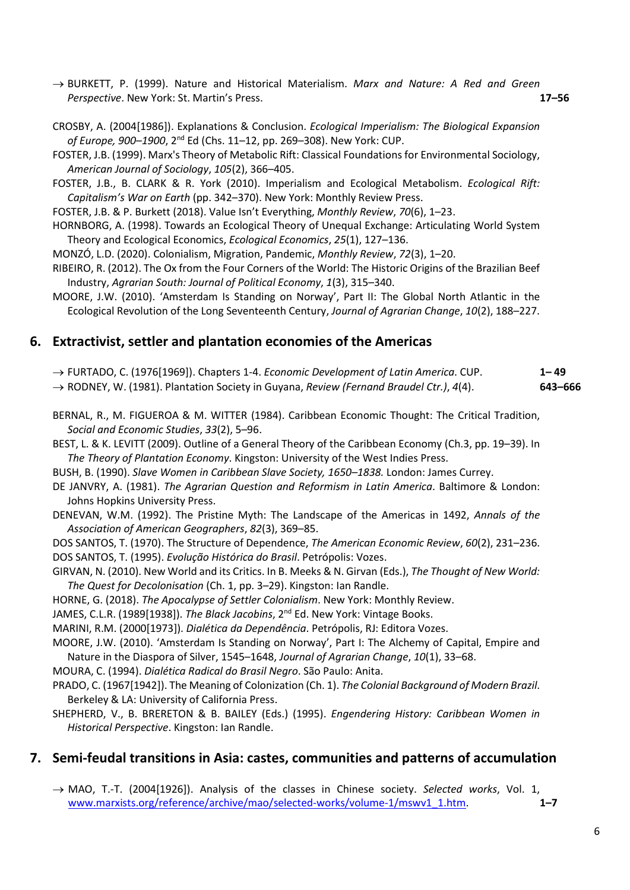→ BURKETT, P. (1999). Nature and Historical Materialism. *Marx and Nature: A Red and Green Perspective*. New York: St. Martin's Press. **17–56**

CROSBY, A. (2004[1986]). Explanations & Conclusion. *Ecological Imperialism: The Biological Expansion of Europe, 900–1900*, 2nd Ed (Chs. 11–12, pp. 269–308). New York: CUP.

FOSTER, J.B. (1999). Marx's Theory of Metabolic Rift: Classical Foundations for Environmental Sociology, *American Journal of Sociology*, *105*(2), 366–405.

FOSTER, J.B., B. CLARK & R. York (2010). Imperialism and Ecological Metabolism. *Ecological Rift: Capitalism's War on Earth* (pp. 342–370). New York: Monthly Review Press.

FOSTER, J.B. & P. Burkett (2018). Value Isn't Everything, *Monthly Review*, *70*(6), 1–23.

HORNBORG, A. (1998). Towards an Ecological Theory of Unequal Exchange: Articulating World System Theory and Ecological Economics, *Ecological Economics*, *25*(1), 127–136.

MONZÓ, L.D. (2020). Colonialism, Migration, Pandemic, *Monthly Review*, *72*(3), 1–20.

RIBEIRO, R. (2012). The Ox from the Four Corners of the World: The Historic Origins of the Brazilian Beef Industry, *Agrarian South: Journal of Political Economy*, *1*(3), 315–340.

MOORE, J.W. (2010). 'Amsterdam Is Standing on Norway', Part II: The Global North Atlantic in the Ecological Revolution of the Long Seventeenth Century, *Journal of Agrarian Change*, *10*(2), 188–227.

## 6. Extractivist, settler and plantation economies of the Americas

→ FURTADO, C. (1976[1969]). Chapters 1-4. *Economic Development of Latin America*. CUP. **1– 49**

→ RODNEY, W. (1981). Plantation Society in Guyana, *Review (Fernand Braudel Ctr.)*, *4*(4). **643–666**

BERNAL, R., M. FIGUEROA & M. WITTER (1984). Caribbean Economic Thought: The Critical Tradition, *Social and Economic Studies*, *33*(2), 5–96.

BEST, L. & K. LEVITT (2009). Outline of a General Theory of the Caribbean Economy (Ch.3, pp. 19–39). In *The Theory of Plantation Economy*. Kingston: University of the West Indies Press.

BUSH, B. (1990). *Slave Women in Caribbean Slave Society, 1650–1838.* London: James Currey.

DE JANVRY, A. (1981). *The Agrarian Question and Reformism in Latin America*. Baltimore & London: Johns Hopkins University Press.

DENEVAN, W.M. (1992). The Pristine Myth: The Landscape of the Americas in 1492, *Annals of the Association of American Geographers*, *82*(3), 369–85.

DOS SANTOS, T. (1970). The Structure of Dependence, *The American Economic Review*, *60*(2), 231–236.

DOS SANTOS, T. (1995). *Evolução Histórica do Brasil*. Petrópolis: Vozes.

GIRVAN, N. (2010). New World and its Critics. In B. Meeks & N. Girvan (Eds.), *The Thought of New World: The Quest for Decolonisation* (Ch. 1, pp. 3–29). Kingston: Ian Randle.

HORNE, G. (2018). *The Apocalypse of Settler Colonialism*. New York: Monthly Review.

JAMES, C.L.R. (1989[1938]). *The Black Jacobins*, 2nd Ed. New York: Vintage Books.

MARINI, R.M. (2000[1973]). *Dialética da Dependência*. Petrópolis, RJ: Editora Vozes.

MOORE, J.W. (2010). 'Amsterdam Is Standing on Norway', Part I: The Alchemy of Capital, Empire and Nature in the Diaspora of Silver, 1545–1648, *Journal of Agrarian Change*, *10*(1), 33–68.

MOURA, C. (1994). *Dialética Radical do Brasil Negro*. São Paulo: Anita.

PRADO, C. (1967[1942]). The Meaning of Colonization (Ch. 1). *The Colonial Background of Modern Brazil*. Berkeley & LA: University of California Press.

SHEPHERD, V., B. BRERETON & B. BAILEY (Eds.) (1995). *Engendering History: Caribbean Women in Historical Perspective*. Kingston: Ian Randle.

## 7. Semi-feudal transitions in Asia: castes, communities and patterns of accumulation

→ MAO, T.-T. (2004[1926]). Analysis of the classes in Chinese society. *Selected works*, Vol. 1, www.marxists.org/reference/archive/mao/selected-works/volume-1/mswv1_1.htm. **1–7**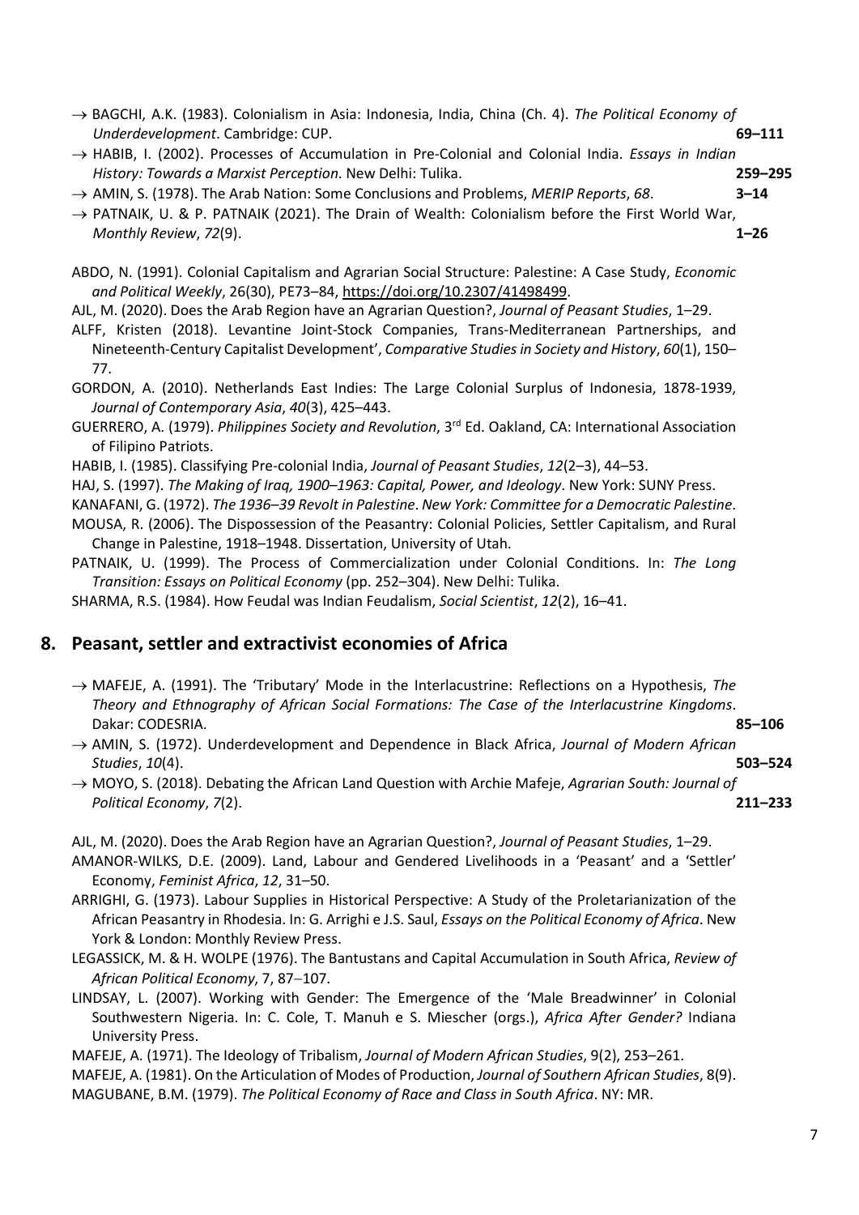→ BAGCHI, A.K. (1983). Colonialism in Asia: Indonesia, India, China (Ch. 4). *The Political Economy of Underdevelopment*. Cambridge: CUP. **69–111**

→ HABIB, I. (2002). Processes of Accumulation in Pre-Colonial and Colonial India. *Essays in Indian History: Towards a Marxist Perception*. New Delhi: Tulika. **259–295**

→ AMIN, S. (1978). The Arab Nation: Some Conclusions and Problems, *MERIP Reports*, *68*. **3–14**

→ PATNAIK, U. & P. PATNAIK (2021). The Drain of Wealth: Colonialism before the First World War, *Monthly Review*, *72*(9). **1–26**

ABDO, N. (1991). Colonial Capitalism and Agrarian Social Structure: Palestine: A Case Study, *Economic and Political Weekly*, 26(30), PE73–84, https://doi.org/10.2307/41498499.

AJL, M. (2020). Does the Arab Region have an Agrarian Question?, *Journal of Peasant Studies*, 1–29.

ALFF, Kristen (2018). Levantine Joint-Stock Companies, Trans-Mediterranean Partnerships, and Nineteenth-Century Capitalist Development', *Comparative Studies in Society and History*, *60*(1), 150–77.

GORDON, A. (2010). Netherlands East Indies: The Large Colonial Surplus of Indonesia, 1878-1939, *Journal of Contemporary Asia*, *40*(3), 425–443.

GUERRERO, A. (1979). *Philippines Society and Revolution*, 3rd Ed. Oakland, CA: International Association of Filipino Patriots.

HABIB, I. (1985). Classifying Pre-colonial India, *Journal of Peasant Studies*, *12*(2–3), 44–53.

HAJ, S. (1997). *The Making of Iraq, 1900–1963: Capital, Power, and Ideology*. New York: SUNY Press.

KANAFANI, G. (1972). *The 1936–39 Revolt in Palestine*. *New York: Committee for a Democratic Palestine*.

MOUSA, R. (2006). The Dispossession of the Peasantry: Colonial Policies, Settler Capitalism, and Rural Change in Palestine, 1918–1948. Dissertation, University of Utah.

PATNAIK, U. (1999). The Process of Commercialization under Colonial Conditions. In: *The Long Transition: Essays on Political Economy* (pp. 252–304). New Delhi: Tulika.

SHARMA, R.S. (1984). How Feudal was Indian Feudalism, *Social Scientist*, *12*(2), 16–41.

## 8. Peasant, settler and extractivist economies of Africa

→ MAFEJE, A. (1991). The 'Tributary' Mode in the Interlacustrine: Reflections on a Hypothesis, *The Theory and Ethnography of African Social Formations: The Case of the Interlacustrine Kingdoms*. Dakar: CODESRIA. **85–106**

→ AMIN, S. (1972). Underdevelopment and Dependence in Black Africa, *Journal of Modern African Studies*, *10*(4). **503–524**

→ MOYO, S. (2018). Debating the African Land Question with Archie Mafeje, *Agrarian South: Journal of Political Economy*, *7*(2). **211–233**

AJL, M. (2020). Does the Arab Region have an Agrarian Question?, *Journal of Peasant Studies*, 1–29.

AMANOR-WILKS, D.E. (2009). Land, Labour and Gendered Livelihoods in a 'Peasant' and a 'Settler' Economy, *Feminist Africa*, *12*, 31–50.

ARRIGHI, G. (1973). Labour Supplies in Historical Perspective: A Study of the Proletarianization of the African Peasantry in Rhodesia. In: G. Arrighi e J.S. Saul, *Essays on the Political Economy of Africa*. New York & London: Monthly Review Press.

LEGASSICK, M. & H. WOLPE (1976). The Bantustans and Capital Accumulation in South Africa, *Review of African Political Economy*, 7, 87–107.

LINDSAY, L. (2007). Working with Gender: The Emergence of the 'Male Breadwinner' in Colonial Southwestern Nigeria. In: C. Cole, T. Manuh e S. Miescher (orgs.), *Africa After Gender?* Indiana University Press.

MAFEJE, A. (1971). The Ideology of Tribalism, *Journal of Modern African Studies*, 9(2), 253–261.

MAFEJE, A. (1981). On the Articulation of Modes of Production, *Journal of Southern African Studies*, 8(9).

MAGUBANE, B.M. (1979). *The Political Economy of Race and Class in South Africa*. NY: MR.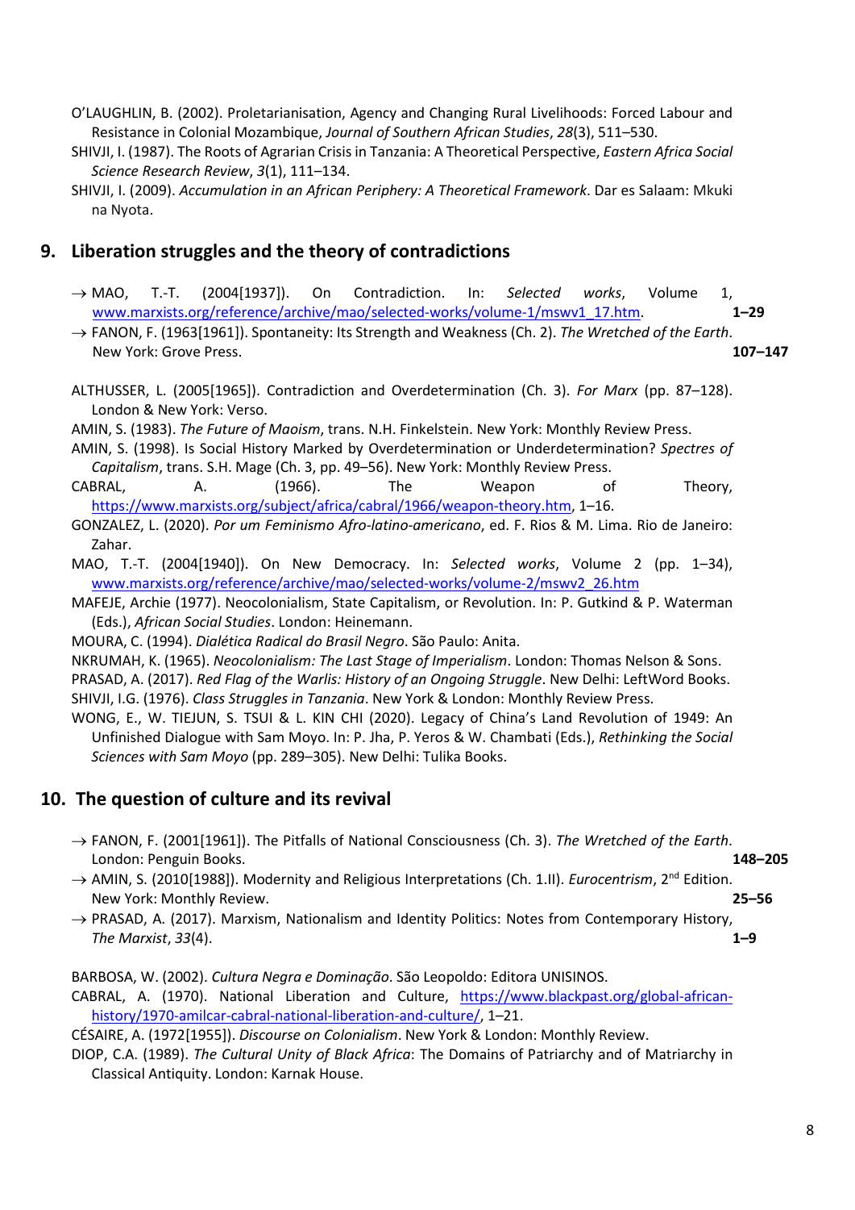O'LAUGHLIN, B. (2002). Proletarianisation, Agency and Changing Rural Livelihoods: Forced Labour and Resistance in Colonial Mozambique, *Journal of Southern African Studies*, *28*(3), 511–530.

SHIVJI, I. (1987). The Roots of Agrarian Crisis in Tanzania: A Theoretical Perspective, *Eastern Africa Social Science Research Review*, *3*(1), 111–134.

SHIVJI, I. (2009). *Accumulation in an African Periphery: A Theoretical Framework*. Dar es Salaam: Mkuki na Nyota.

## 9. Liberation struggles and the theory of contradictions

→ MAO, T.-T. (2004[1937]). On Contradiction. In: *Selected works*, Volume 1, www.marxists.org/reference/archive/mao/selected-works/volume-1/mswv1_17.htm. **1–29**

→ FANON, F. (1963[1961]). Spontaneity: Its Strength and Weakness (Ch. 2). *The Wretched of the Earth*. New York: Grove Press. **107–147**

ALTHUSSER, L. (2005[1965]). Contradiction and Overdetermination (Ch. 3). *For Marx* (pp. 87–128). London & New York: Verso.

AMIN, S. (1983). *The Future of Maoism*, trans. N.H. Finkelstein. New York: Monthly Review Press.

AMIN, S. (1998). Is Social History Marked by Overdetermination or Underdetermination? *Spectres of Capitalism*, trans. S.H. Mage (Ch. 3, pp. 49–56). New York: Monthly Review Press.

CABRAL, A. (1966). The Weapon of Theory, https://www.marxists.org/subject/africa/cabral/1966/weapon-theory.htm, 1–16.

GONZALEZ, L. (2020). *Por um Feminismo Afro-latino-americano*, ed. F. Rios & M. Lima. Rio de Janeiro: Zahar.

MAO, T.-T. (2004[1940]). On New Democracy. In: *Selected works*, Volume 2 (pp. 1–34), www.marxists.org/reference/archive/mao/selected-works/volume-2/mswv2_26.htm

MAFEJE, Archie (1977). Neocolonialism, State Capitalism, or Revolution. In: P. Gutkind & P. Waterman (Eds.), *African Social Studies*. London: Heinemann.

MOURA, C. (1994). *Dialética Radical do Brasil Negro*. São Paulo: Anita.

NKRUMAH, K. (1965). *Neocolonialism: The Last Stage of Imperialism*. London: Thomas Nelson & Sons.

PRASAD, A. (2017). *Red Flag of the Warlis: History of an Ongoing Struggle*. New Delhi: LeftWord Books.

SHIVJI, I.G. (1976). *Class Struggles in Tanzania*. New York & London: Monthly Review Press.

WONG, E., W. TIEJUN, S. TSUI & L. KIN CHI (2020). Legacy of China's Land Revolution of 1949: An Unfinished Dialogue with Sam Moyo. In: P. Jha, P. Yeros & W. Chambati (Eds.), *Rethinking the Social Sciences with Sam Moyo* (pp. 289–305). New Delhi: Tulika Books.

## 10. The question of culture and its revival

→ FANON, F. (2001[1961]). The Pitfalls of National Consciousness (Ch. 3). *The Wretched of the Earth*. London: Penguin Books. **148–205**

→ AMIN, S. (2010[1988]). Modernity and Religious Interpretations (Ch. 1.II). *Eurocentrism*, 2nd Edition. New York: Monthly Review. **25–56**

→ PRASAD, A. (2017). Marxism, Nationalism and Identity Politics: Notes from Contemporary History, *The Marxist*, *33*(4). **1–9**

BARBOSA, W. (2002). *Cultura Negra e Dominação*. São Leopoldo: Editora UNISINOS.

CABRAL, A. (1970). National Liberation and Culture, https://www.blackpast.org/global-african-history/1970-amilcar-cabral-national-liberation-and-culture/, 1–21.

CÉSAIRE, A. (1972[1955]). *Discourse on Colonialism*. New York & London: Monthly Review.

DIOP, C.A. (1989). *The Cultural Unity of Black Africa*: The Domains of Patriarchy and of Matriarchy in Classical Antiquity. London: Karnak House.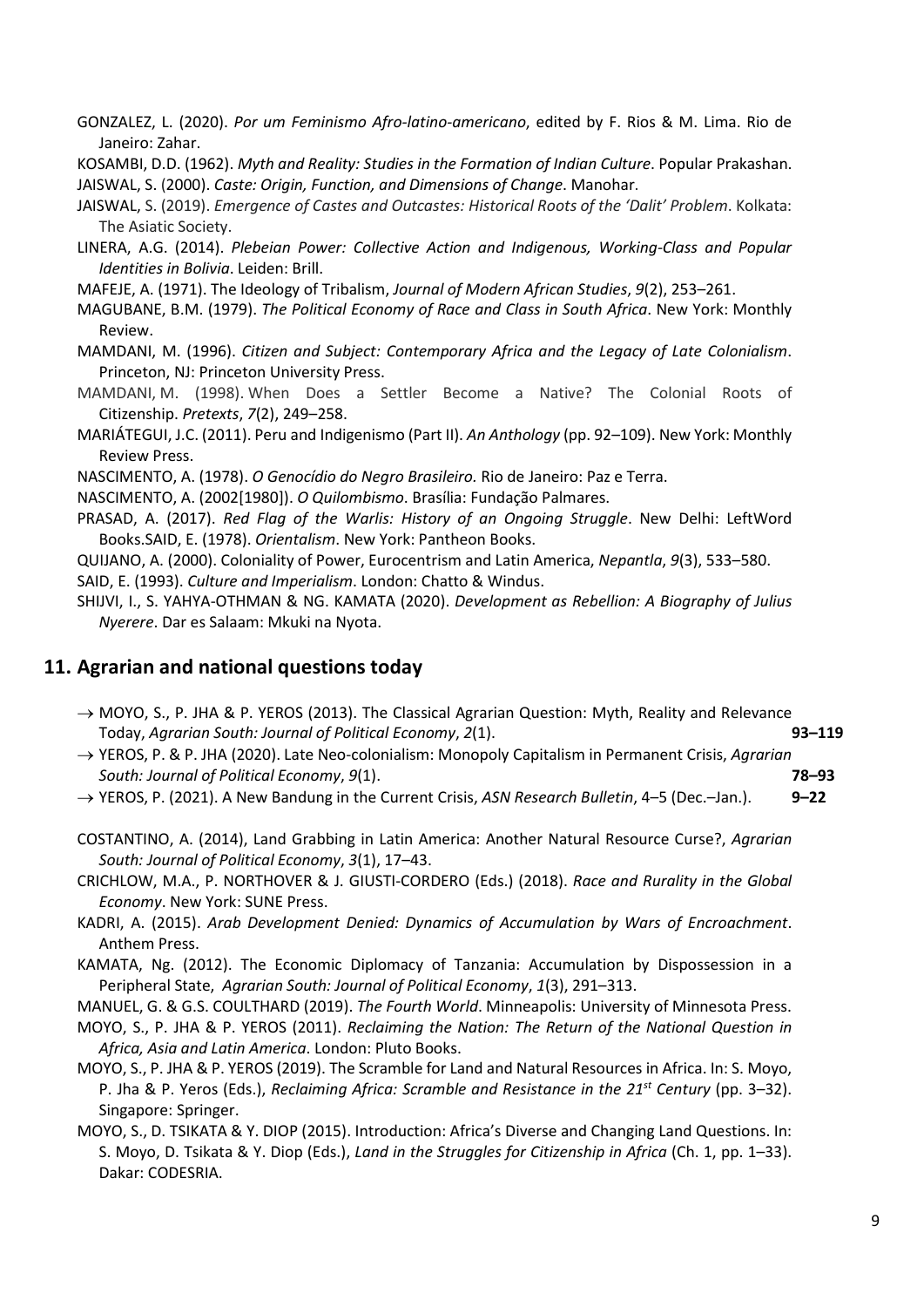GONZALEZ, L. (2020). *Por um Feminismo Afro-latino-americano*, edited by F. Rios & M. Lima. Rio de Janeiro: Zahar.

KOSAMBI, D.D. (1962). *Myth and Reality: Studies in the Formation of Indian Culture*. Popular Prakashan.

JAISWAL, S. (2000). *Caste: Origin, Function, and Dimensions of Change*. Manohar.

JAISWAL, S. (2019). *Emergence of Castes and Outcastes: Historical Roots of the 'Dalit' Problem*. Kolkata: The Asiatic Society.

LINERA, A.G. (2014). *Plebeian Power: Collective Action and Indigenous, Working-Class and Popular Identities in Bolivia*. Leiden: Brill.

MAFEJE, A. (1971). The Ideology of Tribalism, *Journal of Modern African Studies*, *9*(2), 253–261.

MAGUBANE, B.M. (1979). *The Political Economy of Race and Class in South Africa*. New York: Monthly Review.

MAMDANI, M. (1996). *Citizen and Subject: Contemporary Africa and the Legacy of Late Colonialism*. Princeton, NJ: Princeton University Press.

MAMDANI, M. (1998). When Does a Settler Become a Native? The Colonial Roots of Citizenship. *Pretexts*, *7*(2), 249–258.

MARIÁTEGUI, J.C. (2011). Peru and Indigenismo (Part II). *An Anthology* (pp. 92–109). New York: Monthly Review Press.

NASCIMENTO, A. (1978). *O Genocídio do Negro Brasileiro.* Rio de Janeiro: Paz e Terra.

NASCIMENTO, A. (2002[1980]). *O Quilombismo*. Brasília: Fundação Palmares.

PRASAD, A. (2017). *Red Flag of the Warlis: History of an Ongoing Struggle*. New Delhi: LeftWord Books.SAID, E. (1978). *Orientalism*. New York: Pantheon Books.

QUIJANO, A. (2000). Coloniality of Power, Eurocentrism and Latin America, *Nepantla*, *9*(3), 533–580.

SAID, E. (1993). *Culture and Imperialism*. London: Chatto & Windus.

SHIJVI, I., S. YAHYA-OTHMAN & NG. KAMATA (2020). *Development as Rebellion: A Biography of Julius Nyerere*. Dar es Salaam: Mkuki na Nyota.

## 11. Agrarian and national questions today

- → MOYO, S., P. JHA & P. YEROS (2013). The Classical Agrarian Question: Myth, Reality and Relevance Today, *Agrarian South: Journal of Political Economy*, *2*(1). **93–119**
- → YEROS, P. & P. JHA (2020). Late Neo-colonialism: Monopoly Capitalism in Permanent Crisis, *Agrarian South: Journal of Political Economy*, *9*(1). **78–93**
- → YEROS, P. (2021). A New Bandung in the Current Crisis, *ASN Research Bulletin*, 4–5 (Dec.–Jan.). **9–22**

COSTANTINO, A. (2014), Land Grabbing in Latin America: Another Natural Resource Curse?, *Agrarian South: Journal of Political Economy*, *3*(1), 17–43.

CRICHLOW, M.A., P. NORTHOVER & J. GIUSTI-CORDERO (Eds.) (2018). *Race and Rurality in the Global Economy*. New York: SUNE Press.

KADRI, A. (2015). *Arab Development Denied: Dynamics of Accumulation by Wars of Encroachment*. Anthem Press.

KAMATA, Ng. (2012). The Economic Diplomacy of Tanzania: Accumulation by Dispossession in a Peripheral State, *Agrarian South: Journal of Political Economy*, *1*(3), 291–313.

MANUEL, G. & G.S. COULTHARD (2019). *The Fourth World*. Minneapolis: University of Minnesota Press.

MOYO, S., P. JHA & P. YEROS (2011). *Reclaiming the Nation: The Return of the National Question in Africa, Asia and Latin America*. London: Pluto Books.

MOYO, S., P. JHA & P. YEROS (2019). The Scramble for Land and Natural Resources in Africa. In: S. Moyo, P. Jha & P. Yeros (Eds.), *Reclaiming Africa: Scramble and Resistance in the 21st Century* (pp. 3–32). Singapore: Springer.

MOYO, S., D. TSIKATA & Y. DIOP (2015). Introduction: Africa's Diverse and Changing Land Questions. In: S. Moyo, D. Tsikata & Y. Diop (Eds.), *Land in the Struggles for Citizenship in Africa* (Ch. 1, pp. 1–33). Dakar: CODESRIA.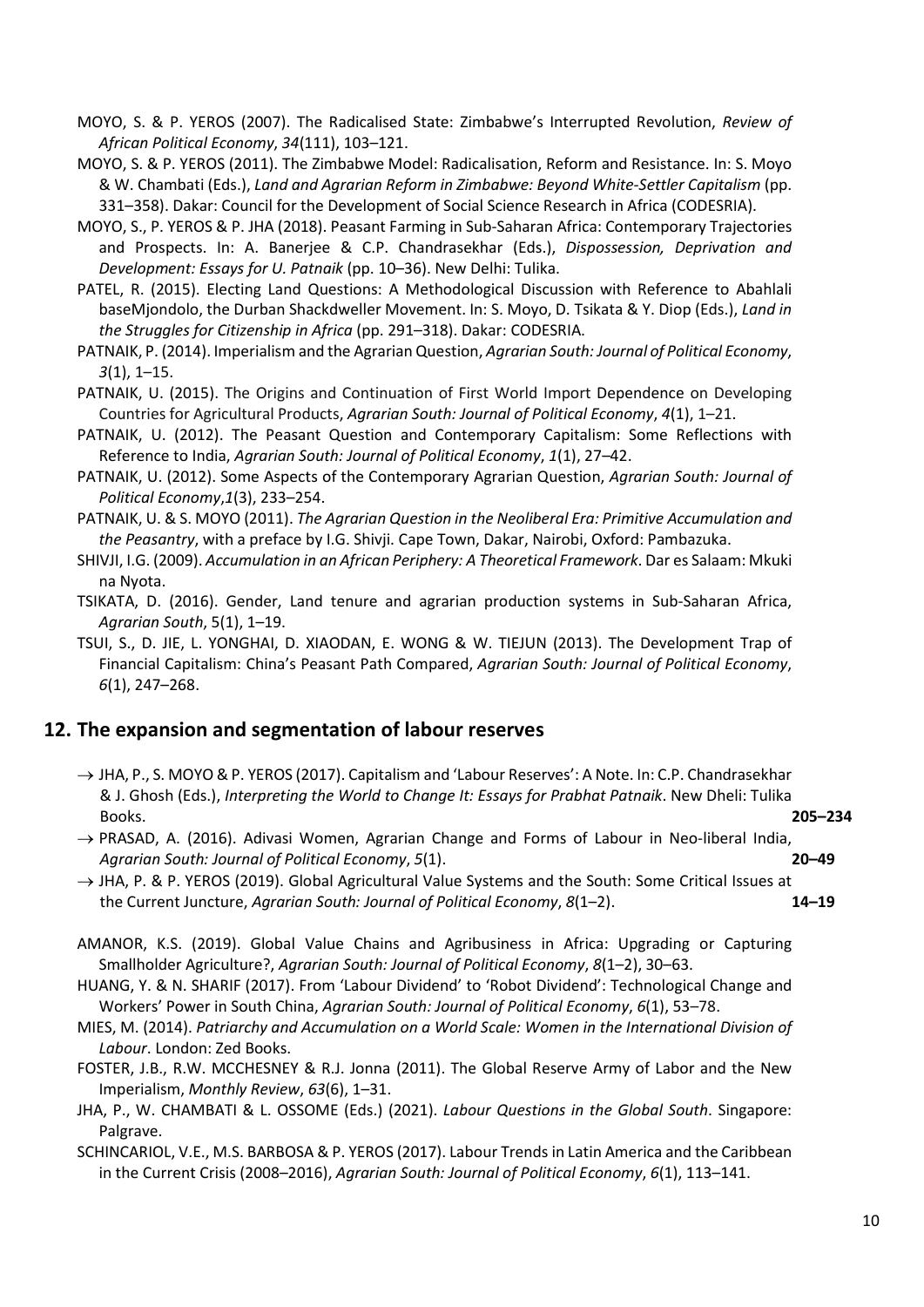MOYO, S. & P. YEROS (2007). The Radicalised State: Zimbabwe's Interrupted Revolution, *Review of African Political Economy*, *34*(111), 103–121.

MOYO, S. & P. YEROS (2011). The Zimbabwe Model: Radicalisation, Reform and Resistance. In: S. Moyo & W. Chambati (Eds.), *Land and Agrarian Reform in Zimbabwe: Beyond White-Settler Capitalism* (pp. 331–358). Dakar: Council for the Development of Social Science Research in Africa (CODESRIA).

MOYO, S., P. YEROS & P. JHA (2018). Peasant Farming in Sub-Saharan Africa: Contemporary Trajectories and Prospects. In: A. Banerjee & C.P. Chandrasekhar (Eds.), *Dispossession, Deprivation and Development: Essays for U. Patnaik* (pp. 10–36). New Delhi: Tulika.

PATEL, R. (2015). Electing Land Questions: A Methodological Discussion with Reference to Abahlali baseMjondolo, the Durban Shackdweller Movement. In: S. Moyo, D. Tsikata & Y. Diop (Eds.), *Land in the Struggles for Citizenship in Africa* (pp. 291–318). Dakar: CODESRIA.

PATNAIK, P. (2014). Imperialism and the Agrarian Question, *Agrarian South: Journal of Political Economy*, *3*(1), 1–15.

PATNAIK, U. (2015). The Origins and Continuation of First World Import Dependence on Developing Countries for Agricultural Products, *Agrarian South: Journal of Political Economy*, *4*(1), 1–21.

PATNAIK, U. (2012). The Peasant Question and Contemporary Capitalism: Some Reflections with Reference to India, *Agrarian South: Journal of Political Economy*, *1*(1), 27–42.

PATNAIK, U. (2012). Some Aspects of the Contemporary Agrarian Question, *Agrarian South: Journal of Political Economy*,*1*(3), 233–254.

PATNAIK, U. & S. MOYO (2011). *The Agrarian Question in the Neoliberal Era: Primitive Accumulation and the Peasantry*, with a preface by I.G. Shivji. Cape Town, Dakar, Nairobi, Oxford: Pambazuka.

SHIVJI, I.G. (2009). *Accumulation in an African Periphery: A Theoretical Framework*. Dar es Salaam: Mkuki na Nyota.

TSIKATA, D. (2016). Gender, Land tenure and agrarian production systems in Sub-Saharan Africa, *Agrarian South*, 5(1), 1–19.

TSUI, S., D. JIE, L. YONGHAI, D. XIAODAN, E. WONG & W. TIEJUN (2013). The Development Trap of Financial Capitalism: China's Peasant Path Compared, *Agrarian South: Journal of Political Economy*, *6*(1), 247–268.

## 12. The expansion and segmentation of labour reserves

- → JHA, P., S. MOYO & P. YEROS (2017). Capitalism and 'Labour Reserves': A Note. In: C.P. Chandrasekhar & J. Ghosh (Eds.), *Interpreting the World to Change It: Essays for Prabhat Patnaik*. New Dheli: Tulika Books. **205–234**
- → PRASAD, A. (2016). Adivasi Women, Agrarian Change and Forms of Labour in Neo-liberal India, *Agrarian South: Journal of Political Economy*, *5*(1). **20–49**
- → JHA, P. & P. YEROS (2019). Global Agricultural Value Systems and the South: Some Critical Issues at the Current Juncture, *Agrarian South: Journal of Political Economy*, *8*(1–2). **14–19**

AMANOR, K.S. (2019). Global Value Chains and Agribusiness in Africa: Upgrading or Capturing Smallholder Agriculture?, *Agrarian South: Journal of Political Economy*, *8*(1–2), 30–63.

HUANG, Y. & N. SHARIF (2017). From 'Labour Dividend' to 'Robot Dividend': Technological Change and Workers' Power in South China, *Agrarian South: Journal of Political Economy*, *6*(1), 53–78.

MIES, M. (2014). *Patriarchy and Accumulation on a World Scale: Women in the International Division of Labour*. London: Zed Books.

FOSTER, J.B., R.W. MCCHESNEY & R.J. Jonna (2011). The Global Reserve Army of Labor and the New Imperialism, *Monthly Review*, *63*(6), 1–31.

JHA, P., W. CHAMBATI & L. OSSOME (Eds.) (2021). *Labour Questions in the Global South*. Singapore: Palgrave.

SCHINCARIOL, V.E., M.S. BARBOSA & P. YEROS (2017). Labour Trends in Latin America and the Caribbean in the Current Crisis (2008–2016), *Agrarian South: Journal of Political Economy*, *6*(1), 113–141.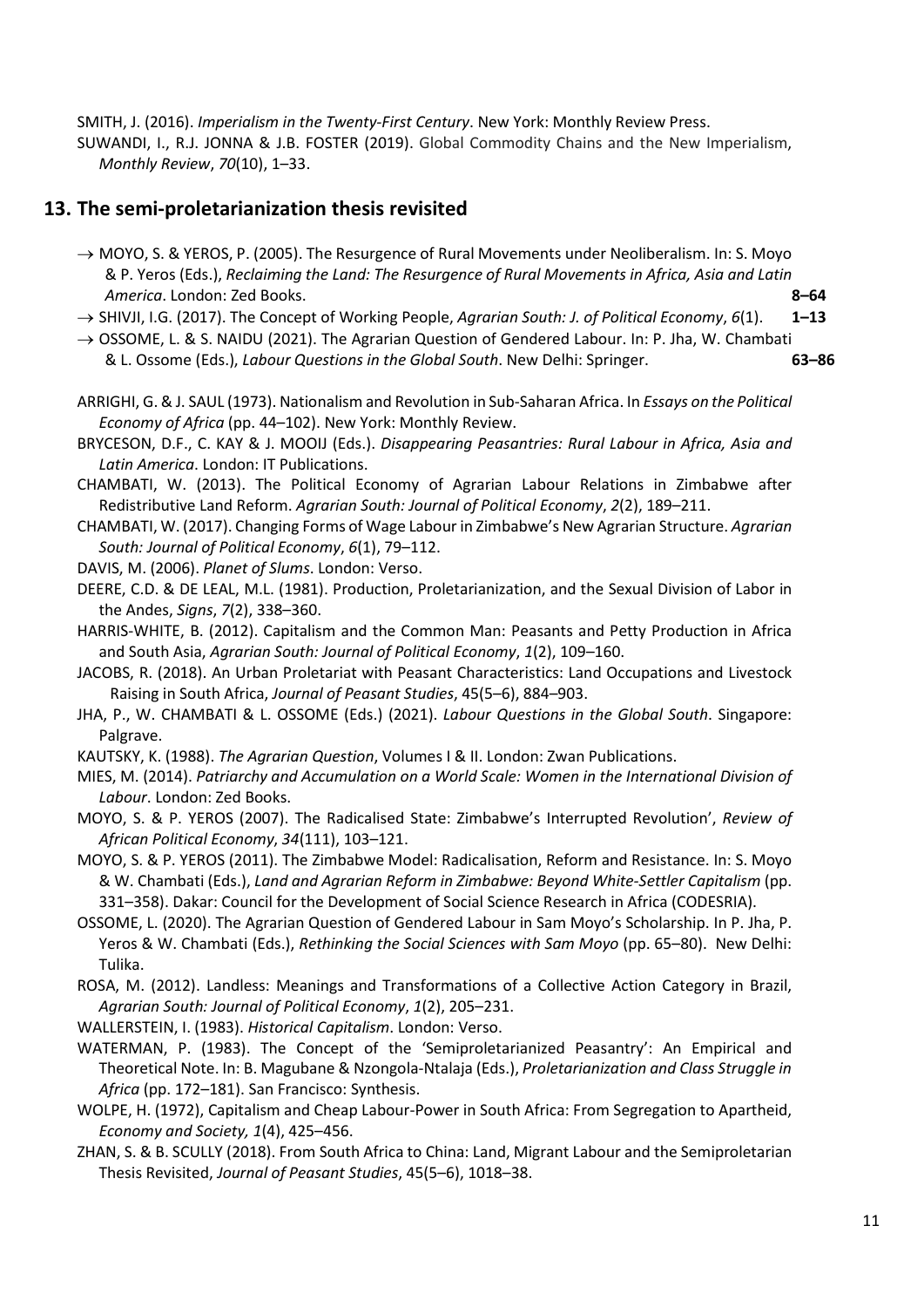SMITH, J. (2016). *Imperialism in the Twenty-First Century*. New York: Monthly Review Press.

SUWANDI, I., R.J. JONNA & J.B. FOSTER (2019). Global Commodity Chains and the New Imperialism, *Monthly Review*, *70*(10), 1–33.

## 13. The semi-proletarianization thesis revisited

→ MOYO, S. & YEROS, P. (2005). The Resurgence of Rural Movements under Neoliberalism. In: S. Moyo & P. Yeros (Eds.), *Reclaiming the Land: The Resurgence of Rural Movements in Africa, Asia and Latin America*. London: Zed Books. **8–64**

→ SHIVJI, I.G. (2017). The Concept of Working People, *Agrarian South: J. of Political Economy*, *6*(1). **1–13**

→ OSSOME, L. & S. NAIDU (2021). The Agrarian Question of Gendered Labour. In: P. Jha, W. Chambati & L. Ossome (Eds.), *Labour Questions in the Global South*. New Delhi: Springer. **63–86**

ARRIGHI, G. & J. SAUL (1973). Nationalism and Revolution in Sub-Saharan Africa. In *Essays on the Political Economy of Africa* (pp. 44–102). New York: Monthly Review.

BRYCESON, D.F., C. KAY & J. MOOIJ (Eds.). *Disappearing Peasantries: Rural Labour in Africa, Asia and Latin America*. London: IT Publications.

CHAMBATI, W. (2013). The Political Economy of Agrarian Labour Relations in Zimbabwe after Redistributive Land Reform. *Agrarian South: Journal of Political Economy*, *2*(2), 189–211.

CHAMBATI, W. (2017). Changing Forms of Wage Labour in Zimbabwe's New Agrarian Structure. *Agrarian South: Journal of Political Economy*, *6*(1), 79–112.

DAVIS, M. (2006). *Planet of Slums*. London: Verso.

DEERE, C.D. & DE LEAL, M.L. (1981). Production, Proletarianization, and the Sexual Division of Labor in the Andes, *Signs*, *7*(2), 338–360.

HARRIS-WHITE, B. (2012). Capitalism and the Common Man: Peasants and Petty Production in Africa and South Asia, *Agrarian South: Journal of Political Economy*, *1*(2), 109–160.

JACOBS, R. (2018). An Urban Proletariat with Peasant Characteristics: Land Occupations and Livestock Raising in South Africa, *Journal of Peasant Studies*, 45(5–6), 884–903.

JHA, P., W. CHAMBATI & L. OSSOME (Eds.) (2021). *Labour Questions in the Global South*. Singapore: Palgrave.

KAUTSKY, K. (1988). *The Agrarian Question*, Volumes I & II. London: Zwan Publications.

MIES, M. (2014). *Patriarchy and Accumulation on a World Scale: Women in the International Division of Labour*. London: Zed Books.

MOYO, S. & P. YEROS (2007). The Radicalised State: Zimbabwe's Interrupted Revolution', *Review of African Political Economy*, *34*(111), 103–121.

MOYO, S. & P. YEROS (2011). The Zimbabwe Model: Radicalisation, Reform and Resistance. In: S. Moyo & W. Chambati (Eds.), *Land and Agrarian Reform in Zimbabwe: Beyond White-Settler Capitalism* (pp. 331–358). Dakar: Council for the Development of Social Science Research in Africa (CODESRIA).

OSSOME, L. (2020). The Agrarian Question of Gendered Labour in Sam Moyo's Scholarship. In P. Jha, P. Yeros & W. Chambati (Eds.), *Rethinking the Social Sciences with Sam Moyo* (pp. 65–80). New Delhi: Tulika.

ROSA, M. (2012). Landless: Meanings and Transformations of a Collective Action Category in Brazil, *Agrarian South: Journal of Political Economy*, *1*(2), 205–231.

WALLERSTEIN, I. (1983). *Historical Capitalism*. London: Verso.

WATERMAN, P. (1983). The Concept of the 'Semiproletarianized Peasantry': An Empirical and Theoretical Note. In: B. Magubane & Nzongola-Ntalaja (Eds.), *Proletarianization and Class Struggle in Africa* (pp. 172–181). San Francisco: Synthesis.

WOLPE, H. (1972), Capitalism and Cheap Labour-Power in South Africa: From Segregation to Apartheid, *Economy and Society, 1*(4), 425–456.

ZHAN, S. & B. SCULLY (2018). From South Africa to China: Land, Migrant Labour and the Semiproletarian Thesis Revisited, *Journal of Peasant Studies*, 45(5–6), 1018–38.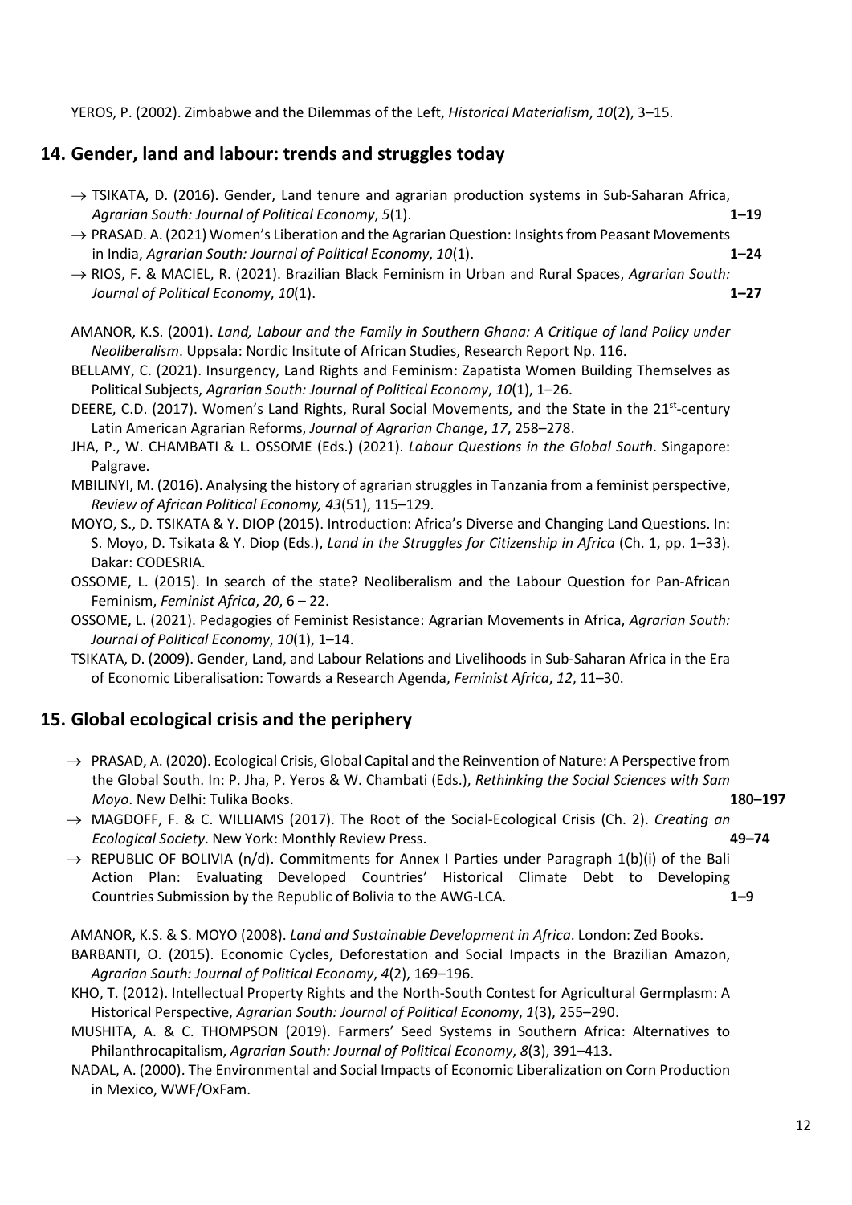YEROS, P. (2002). Zimbabwe and the Dilemmas of the Left, *Historical Materialism*, *10*(2), 3–15.

## 14. Gender, land and labour: trends and struggles today

- → TSIKATA, D. (2016). Gender, Land tenure and agrarian production systems in Sub-Saharan Africa, *Agrarian South: Journal of Political Economy*, *5*(1). **1–19**
- → PRASAD. A. (2021) Women's Liberation and the Agrarian Question: Insights from Peasant Movements in India, *Agrarian South: Journal of Political Economy*, *10*(1). **1–24**
- → RIOS, F. & MACIEL, R. (2021). Brazilian Black Feminism in Urban and Rural Spaces, *Agrarian South: Journal of Political Economy*, *10*(1). **1–27**

AMANOR, K.S. (2001). *Land, Labour and the Family in Southern Ghana: A Critique of land Policy under Neoliberalism*. Uppsala: Nordic Insitute of African Studies, Research Report Np. 116.

BELLAMY, C. (2021). Insurgency, Land Rights and Feminism: Zapatista Women Building Themselves as Political Subjects, *Agrarian South: Journal of Political Economy*, *10*(1), 1–26.

DEERE, C.D. (2017). Women's Land Rights, Rural Social Movements, and the State in the 21st-century Latin American Agrarian Reforms, *Journal of Agrarian Change*, *17*, 258–278.

JHA, P., W. CHAMBATI & L. OSSOME (Eds.) (2021). *Labour Questions in the Global South*. Singapore: Palgrave.

MBILINYI, M. (2016). Analysing the history of agrarian struggles in Tanzania from a feminist perspective, *Review of African Political Economy, 43*(51), 115–129.

MOYO, S., D. TSIKATA & Y. DIOP (2015). Introduction: Africa's Diverse and Changing Land Questions. In: S. Moyo, D. Tsikata & Y. Diop (Eds.), *Land in the Struggles for Citizenship in Africa* (Ch. 1, pp. 1–33). Dakar: CODESRIA.

OSSOME, L. (2015). In search of the state? Neoliberalism and the Labour Question for Pan-African Feminism, *Feminist Africa*, *20*, 6 – 22.

OSSOME, L. (2021). Pedagogies of Feminist Resistance: Agrarian Movements in Africa, *Agrarian South: Journal of Political Economy*, *10*(1), 1–14.

TSIKATA, D. (2009). Gender, Land, and Labour Relations and Livelihoods in Sub-Saharan Africa in the Era of Economic Liberalisation: Towards a Research Agenda, *Feminist Africa*, *12*, 11–30.

## 15. Global ecological crisis and the periphery

- → PRASAD, A. (2020). Ecological Crisis, Global Capital and the Reinvention of Nature: A Perspective from the Global South. In: P. Jha, P. Yeros & W. Chambati (Eds.), *Rethinking the Social Sciences with Sam Moyo*. New Delhi: Tulika Books. **180–197**
- → MAGDOFF, F. & C. WILLIAMS (2017). The Root of the Social-Ecological Crisis (Ch. 2). *Creating an Ecological Society*. New York: Monthly Review Press. **49–74**
- → REPUBLIC OF BOLIVIA (n/d). Commitments for Annex I Parties under Paragraph 1(b)(i) of the Bali Action Plan: Evaluating Developed Countries' Historical Climate Debt to Developing Countries Submission by the Republic of Bolivia to the AWG-LCA. **1–9**

AMANOR, K.S. & S. MOYO (2008). *Land and Sustainable Development in Africa*. London: Zed Books.

BARBANTI, O. (2015). Economic Cycles, Deforestation and Social Impacts in the Brazilian Amazon, *Agrarian South: Journal of Political Economy*, *4*(2), 169–196.

KHO, T. (2012). Intellectual Property Rights and the North-South Contest for Agricultural Germplasm: A Historical Perspective, *Agrarian South: Journal of Political Economy*, *1*(3), 255–290.

MUSHITA, A. & C. THOMPSON (2019). Farmers' Seed Systems in Southern Africa: Alternatives to Philanthrocapitalism, *Agrarian South: Journal of Political Economy*, *8*(3), 391–413.

NADAL, A. (2000). The Environmental and Social Impacts of Economic Liberalization on Corn Production in Mexico, WWF/OxFam.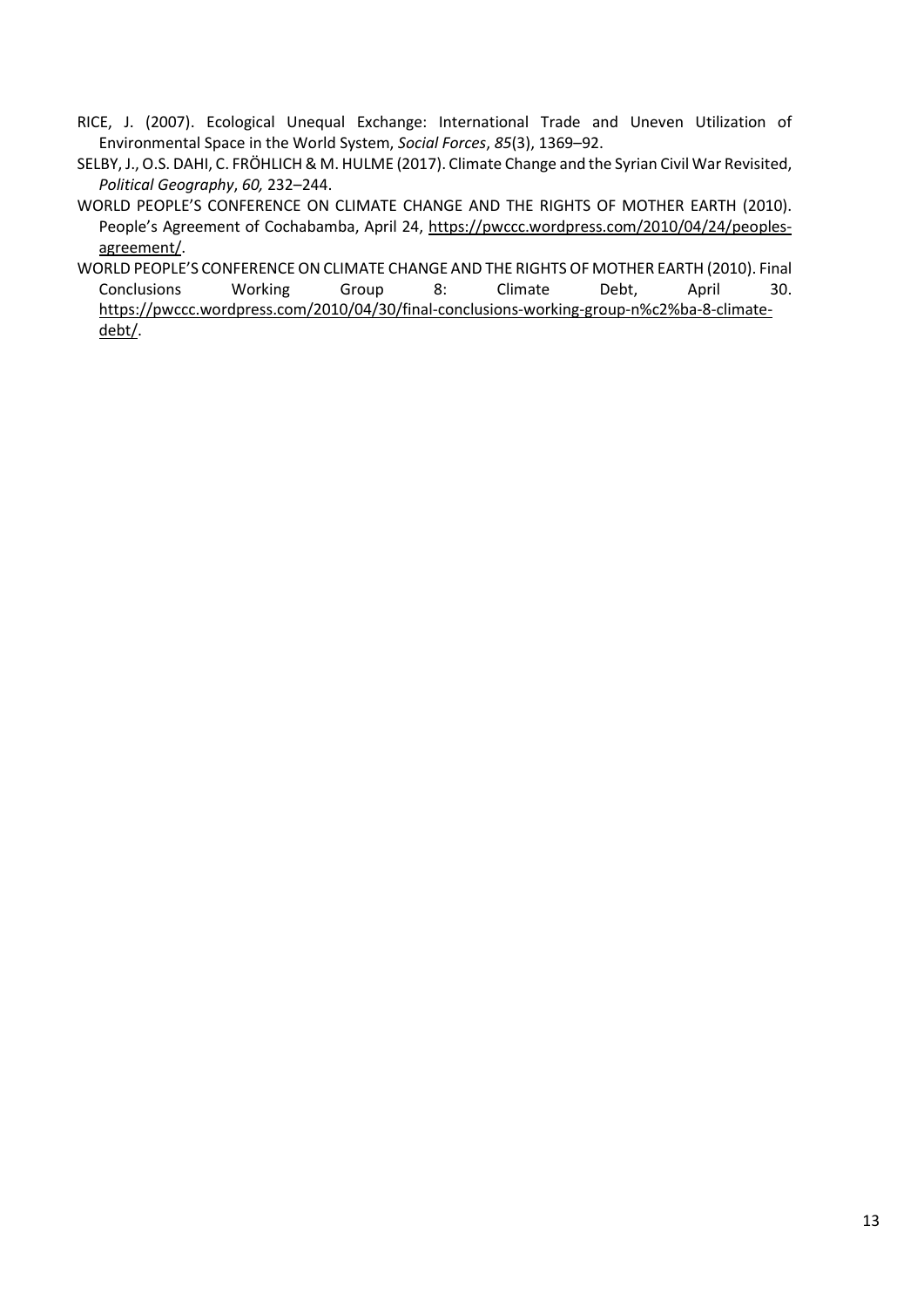RICE, J. (2007). Ecological Unequal Exchange: International Trade and Uneven Utilization of Environmental Space in the World System, *Social Forces*, *85*(3), 1369–92.

SELBY, J., O.S. DAHI, C. FRÖHLICH & M. HULME (2017). Climate Change and the Syrian Civil War Revisited, *Political Geography*, *60,* 232–244.

WORLD PEOPLE'S CONFERENCE ON CLIMATE CHANGE AND THE RIGHTS OF MOTHER EARTH (2010). People's Agreement of Cochabamba, April 24, https://pwccc.wordpress.com/2010/04/24/peoples-agreement/.

WORLD PEOPLE'S CONFERENCE ON CLIMATE CHANGE AND THE RIGHTS OF MOTHER EARTH (2010). Final Conclusions Working Group 8: Climate Debt, April 30. https://pwccc.wordpress.com/2010/04/30/final-conclusions-working-group-n%c2%ba-8-climate-debt/.